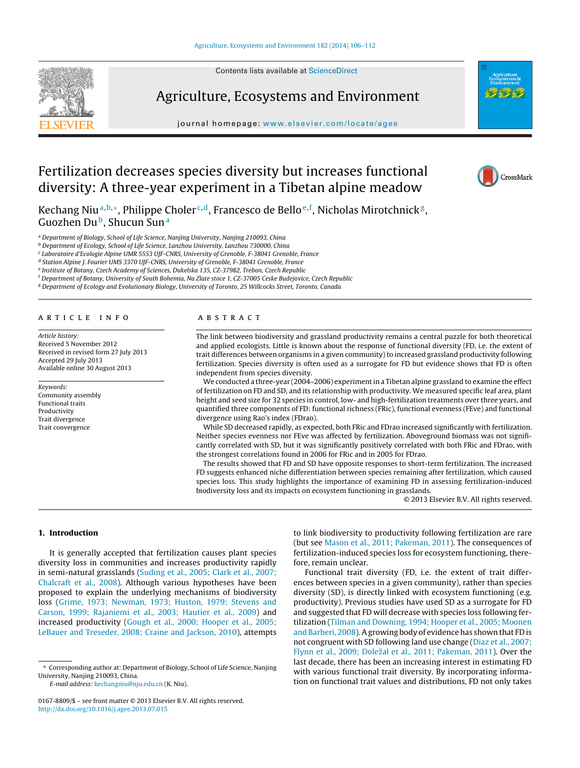# Fertilization decreases species diversity but increases functional diversity: A three-year experiment in a Tibetan alpine meadow

Kechang Niu[a,b,*], Philippe Choler[c,d], Francesco de Bello[e,f], Nicholas Mirotchnick[g], Guozhen Du[b], Shucun Sun[a]

[a] Department of Biology, School of Life Science, Nanjing University, Nanjing 210093, China
[b] Department of Ecology, School of Life Science, Lanzhou University, Lanzhou 730000, China
[c] Laboratoire d'Ecologie Alpine UMR 5553 UJF-CNRS, University of Grenoble, F-38041 Grenoble, France
[d] Station Alpine J. Fourier UMS 3370 UJF-CNRS, University of Grenoble, F-38041 Grenoble, France
[e] Institute of Botany, Czech Academy of Sciences, Dukelska 135, CZ-37982, Trebon, Czech Republic
[f] Department of Botany, University of South Bohemia, Na Zlate stoce 1, CZ-37005 Ceske Budejovice, Czech Republic
[g] Department of Ecology and Evolutionary Biology, University of Toronto, 25 Willcocks Street, Toronto, Canada

## ARTICLE INFO

*Article history:*
Received 5 November 2012
Received in revised form 27 July 2013
Accepted 29 July 2013
Available online 30 August 2013

*Keywords:*
Community assembly
Functional traits
Productivity
Trait divergence
Trait convergence

## ABSTRACT

The link between biodiversity and grassland productivity remains a central puzzle for both theoretical and applied ecologists. Little is known about the response of functional diversity (FD, i.e. the extent of trait differences between organisms in a given community) to increased grassland productivity following fertilization. Species diversity is often used as a surrogate for FD but evidence shows that FD is often independent from species diversity.

We conducted a three-year (2004–2006) experiment in a Tibetan alpine grassland to examine the effect of fertilization on FD and SD, and its relationship with productivity. We measured specific leaf area, plant height and seed size for 32 species in control, low- and high-fertilization treatments over three years, and quantified three components of FD: functional richness (FRic), functional evenness (FEve) and functional divergence using Rao's index (FDrao).

While SD decreased rapidly, as expected, both FRic and FDrao increased significantly with fertilization. Neither species evenness nor FEve was affected by fertilization. Aboveground biomass was not significantly correlated with SD, but it was significantly positively correlated with both FRic and FDrao, with the strongest correlations found in 2006 for FRic and in 2005 for FDrao.

The results showed that FD and SD have opposite responses to short-term fertilization. The increased FD suggests enhanced niche differentiation between species remaining after fertilization, which caused species loss. This study highlights the importance of examining FD in assessing fertilization-induced biodiversity loss and its impacts on ecosystem functioning in grasslands.

© 2013 Elsevier B.V. All rights reserved.

## 1. Introduction

It is generally accepted that fertilization causes plant species diversity loss in communities and increases productivity rapidly in semi-natural grasslands (Suding et al., 2005; Clark et al., 2007; Chalcraft et al., 2008). Although various hypotheses have been proposed to explain the underlying mechanisms of biodiversity loss (Grime, 1973; Newman, 1973; Huston, 1979; Stevens and Carson, 1999; Rajaniemi et al., 2003; Hautier et al., 2009) and increased productivity (Gough et al., 2000; Hooper et al., 2005; LeBauer and Treseder, 2008; Craine and Jackson, 2010), attempts to link biodiversity to productivity following fertilization are rare (but see Mason et al., 2011; Pakeman, 2011). The consequences of fertilization-induced species loss for ecosystem functioning, therefore, remain unclear.

Functional trait diversity (FD, i.e. the extent of trait differences between species in a given community), rather than species diversity (SD), is directly linked with ecosystem functioning (e.g. productivity). Previous studies have used SD as a surrogate for FD and suggested that FD will decrease with species loss following fertilization (Tilman and Downing, 1994; Hooper et al., 2005; Moonen and Barberi, 2008). A growing body of evidence has shown that FD is not congruent with SD following land use change (Diaz et al., 2007; Flynn et al., 2009; Doležal et al., 2011; Pakeman, 2011). Over the last decade, there has been an increasing interest in estimating FD with various functional trait diversity. By incorporating information on functional trait values and distributions, FD not only takes

* Corresponding author at: Department of Biology, School of Life Science, Nanjing University, Nanjing 210093, China.
E-mail address: kechangniu@nju.edu.cn (K. Niu).

0167-8809/$ – see front matter © 2013 Elsevier B.V. All rights reserved.
http://dx.doi.org/10.1016/j.agee.2013.07.015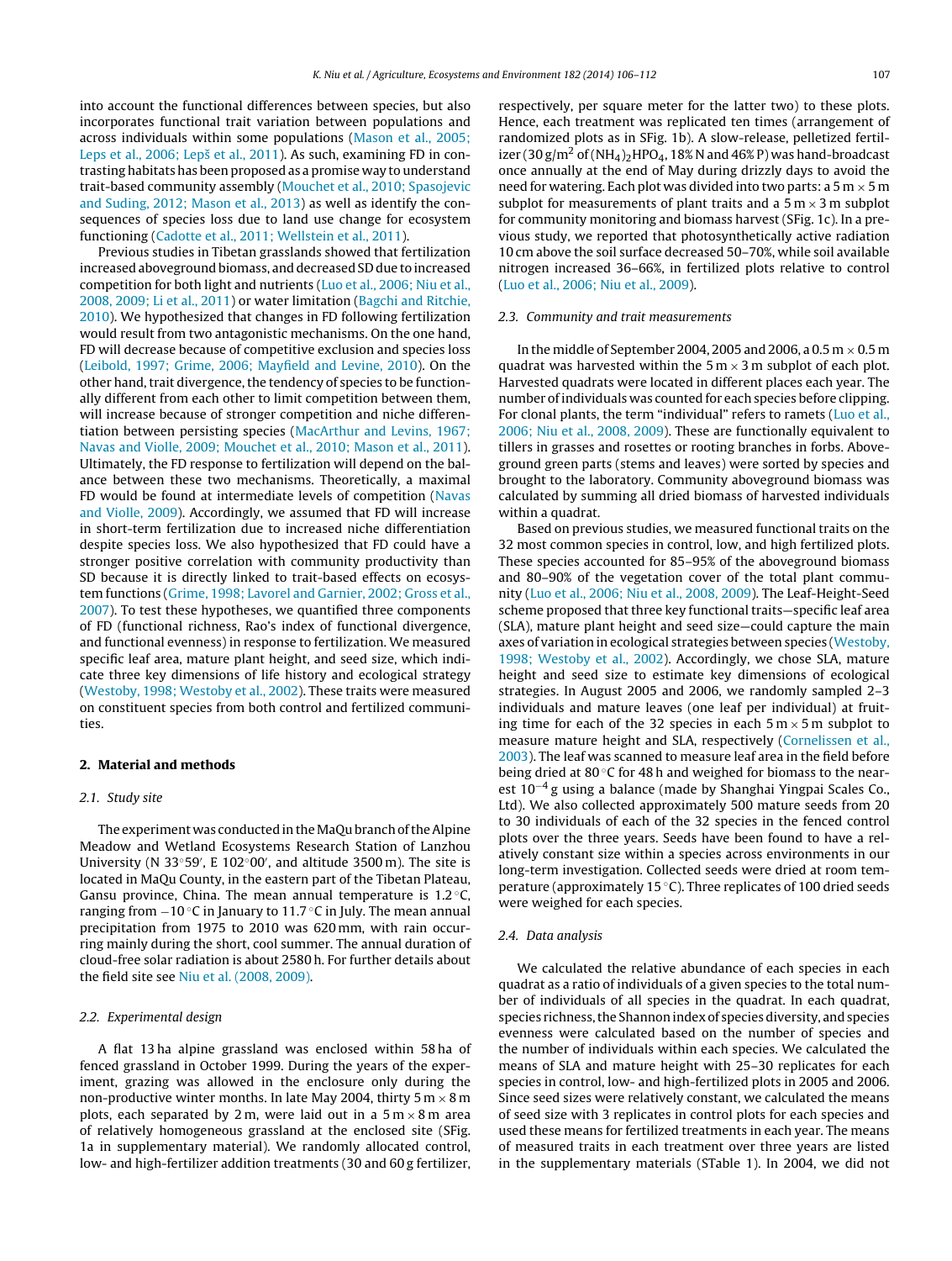into account the functional differences between species, but also incorporates functional trait variation between populations and across individuals within some populations (Mason et al., 2005; Leps et al., 2006; Lepš et al., 2011). As such, examining FD in contrasting habitats has been proposed as a promise way to understand trait-based community assembly (Mouchet et al., 2010; Spasojevic and Suding, 2012; Mason et al., 2013) as well as identify the consequences of species loss due to land use change for ecosystem functioning (Cadotte et al., 2011; Wellstein et al., 2011).

Previous studies in Tibetan grasslands showed that fertilization increased aboveground biomass, and decreased SD due to increased competition for both light and nutrients (Luo et al., 2006; Niu et al., 2008, 2009; Li et al., 2011) or water limitation (Bagchi and Ritchie, 2010). We hypothesized that changes in FD following fertilization would result from two antagonistic mechanisms. On the one hand, FD will decrease because of competitive exclusion and species loss (Leibold, 1997; Grime, 2006; Mayfield and Levine, 2010). On the other hand, trait divergence, the tendency of species to be functionally different from each other to limit competition between them, will increase because of stronger competition and niche differentiation between persisting species (MacArthur and Levins, 1967; Navas and Violle, 2009; Mouchet et al., 2010; Mason et al., 2011). Ultimately, the FD response to fertilization will depend on the balance between these two mechanisms. Theoretically, a maximal FD would be found at intermediate levels of competition (Navas and Violle, 2009). Accordingly, we assumed that FD will increase in short-term fertilization due to increased niche differentiation despite species loss. We also hypothesized that FD could have a stronger positive correlation with community productivity than SD because it is directly linked to trait-based effects on ecosystem functions (Grime, 1998; Lavorel and Garnier, 2002; Gross et al., 2007). To test these hypotheses, we quantified three components of FD (functional richness, Rao's index of functional divergence, and functional evenness) in response to fertilization. We measured specific leaf area, mature plant height, and seed size, which indicate three key dimensions of life history and ecological strategy (Westoby, 1998; Westoby et al., 2002). These traits were measured on constituent species from both control and fertilized communities.

## 2. Material and methods

### 2.1. Study site

The experiment was conducted in the MaQu branch of the Alpine Meadow and Wetland Ecosystems Research Station of Lanzhou University (N 33°59′, E 102°00′, and altitude 3500 m). The site is located in MaQu County, in the eastern part of the Tibetan Plateau, Gansu province, China. The mean annual temperature is 1.2 °C, ranging from −10 °C in January to 11.7 °C in July. The mean annual precipitation from 1975 to 2010 was 620 mm, with rain occurring mainly during the short, cool summer. The annual duration of cloud-free solar radiation is about 2580 h. For further details about the field site see Niu et al. (2008, 2009).

### 2.2. Experimental design

A flat 13 ha alpine grassland was enclosed within 58 ha of fenced grassland in October 1999. During the years of the experiment, grazing was allowed in the enclosure only during the non-productive winter months. In late May 2004, thirty 5 m × 8 m plots, each separated by 2 m, were laid out in a 5 m × 8 m area of relatively homogeneous grassland at the enclosed site (SFig. 1a in supplementary material). We randomly allocated control, low- and high-fertilizer addition treatments (30 and 60 g fertilizer, respectively, per square meter for the latter two) to these plots. Hence, each treatment was replicated ten times (arrangement of randomized plots as in SFig. 1b). A slow-release, pelletized fertilizer (30 g/m² of $(NH_4)_2HPO_4$, 18% N and 46% P) was hand-broadcast once annually at the end of May during drizzly days to avoid the need for watering. Each plot was divided into two parts: a 5 m × 5 m subplot for measurements of plant traits and a 5 m × 3 m subplot for community monitoring and biomass harvest (SFig. 1c). In a previous study, we reported that photosynthetically active radiation 10 cm above the soil surface decreased 50–70%, while soil available nitrogen increased 36–66%, in fertilized plots relative to control (Luo et al., 2006; Niu et al., 2009).

### 2.3. Community and trait measurements

In the middle of September 2004, 2005 and 2006, a 0.5 m × 0.5 m quadrat was harvested within the 5 m × 3 m subplot of each plot. Harvested quadrats were located in different places each year. The number of individuals was counted for each species before clipping. For clonal plants, the term "individual" refers to ramets (Luo et al., 2006; Niu et al., 2008, 2009). These are functionally equivalent to tillers in grasses and rosettes or rooting branches in forbs. Aboveground green parts (stems and leaves) were sorted by species and brought to the laboratory. Community aboveground biomass was calculated by summing all dried biomass of harvested individuals within a quadrat.

Based on previous studies, we measured functional traits on the 32 most common species in control, low, and high fertilized plots. These species accounted for 85–95% of the aboveground biomass and 80–90% of the vegetation cover of the total plant community (Luo et al., 2006; Niu et al., 2008, 2009). The Leaf-Height-Seed scheme proposed that three key functional traits—specific leaf area (SLA), mature plant height and seed size—could capture the main axes of variation in ecological strategies between species (Westoby, 1998; Westoby et al., 2002). Accordingly, we chose SLA, mature height and seed size to estimate key dimensions of ecological strategies. In August 2005 and 2006, we randomly sampled 2–3 individuals and mature leaves (one leaf per individual) at fruiting time for each of the 32 species in each 5 m × 5 m subplot to measure mature height and SLA, respectively (Cornelissen et al., 2003). The leaf was scanned to measure leaf area in the field before being dried at 80 °C for 48 h and weighed for biomass to the nearest $10^{-4}$ g using a balance (made by Shanghai Yingpai Scales Co., Ltd). We also collected approximately 500 mature seeds from 20 to 30 individuals of each of the 32 species in the fenced control plots over the three years. Seeds have been found to have a relatively constant size within a species across environments in our long-term investigation. Collected seeds were dried at room temperature (approximately 15 °C). Three replicates of 100 dried seeds were weighed for each species.

### 2.4. Data analysis

We calculated the relative abundance of each species in each quadrat as a ratio of individuals of a given species to the total number of individuals of all species in the quadrat. In each quadrat, species richness, the Shannon index of species diversity, and species evenness were calculated based on the number of species and the number of individuals within each species. We calculated the means of SLA and mature height with 25–30 replicates for each species in control, low- and high-fertilized plots in 2005 and 2006. Since seed sizes were relatively constant, we calculated the means of seed size with 3 replicates in control plots for each species and used these means for fertilized treatments in each year. The means of measured traits in each treatment over three years are listed in the supplementary materials (STable 1). In 2004, we did not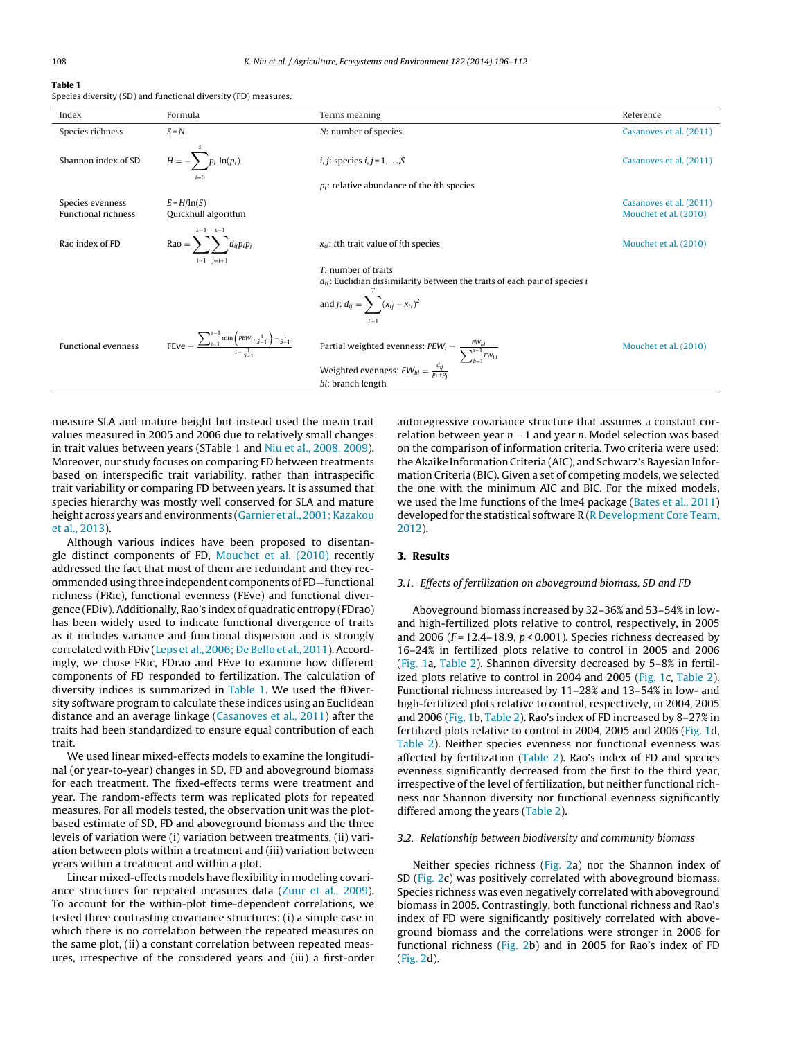**Table 1**
Species diversity (SD) and functional diversity (FD) measures.

| Index | Formula | Terms meaning | Reference |
|---|---|---|---|
| Species richness | $S = N$ | $N$: number of species | Casanoves et al. (2011) |
| Shannon index of SD | $H = -\sum_{i=0}^{s} p_i \ln(p_i)$ | $i, j$: species $i, j = 1,\ldots,S$ <br> $p_i$: relative abundance of the $i$th species | Casanoves et al. (2011) |
| Species evenness | $E = H/\ln(S)$ | | Casanoves et al. (2011) |
| Functional richness | Quickhull algorithm | | Mouchet et al. (2010) |
| Rao index of FD | $\text{Rao} = \sum_{i=1}^{s-1} \sum_{j=i+1}^{s-1} d_{ij} p_i p_j$ | $x_{ti}$: $t$th trait value of $i$th species <br> $T$: number of traits <br> $d_{ti}$: Euclidian dissimilarity between the traits of each pair of species $i$ and $j$: $d_{ij} = \sum_{t=1}^{T} (x_{tj} - x_{ti})^2$ | Mouchet et al. (2010) |
| Functional evenness | $\text{FEve} = \dfrac{\sum_{i=1}^{s-1} \min\left(PEW_i, \frac{1}{S-1}\right) - \frac{1}{S-1}}{1 - \frac{1}{S-1}}$ | Partial weighted evenness: $PEW_i = \dfrac{EW_{bl}}{\sum_{b=1}^{s-1} EW_{bl}}$ <br> Weighted evenness: $EW_{bl} = \dfrac{d_{ij}}{p_i + p_j}$ <br> $bl$: branch length | Mouchet et al. (2010) |

measure SLA and mature height but instead used the mean trait values measured in 2005 and 2006 due to relatively small changes in trait values between years (STable 1 and Niu et al., 2008, 2009). Moreover, our study focuses on comparing FD between treatments based on interspecific trait variability, rather than intraspecific trait variability or comparing FD between years. It is assumed that species hierarchy was mostly well conserved for SLA and mature height across years and environments (Garnier et al., 2001; Kazakou et al., 2013).

Although various indices have been proposed to disentangle distinct components of FD, Mouchet et al. (2010) recently addressed the fact that most of them are redundant and they recommended using three independent components of FD—functional richness (FRic), functional evenness (FEve) and functional divergence (FDiv). Additionally, Rao's index of quadratic entropy (FDrao) has been widely used to indicate functional divergence of traits as it includes variance and functional dispersion and is strongly correlated with FDiv (Leps et al., 2006; De Bello et al., 2011). Accordingly, we chose FRic, FDrao and FEve to examine how different components of FD responded to fertilization. The calculation of diversity indices is summarized in Table 1. We used the fDiversity software program to calculate these indices using an Euclidean distance and an average linkage (Casanoves et al., 2011) after the traits had been standardized to ensure equal contribution of each trait.

We used linear mixed-effects models to examine the longitudinal (or year-to-year) changes in SD, FD and aboveground biomass for each treatment. The fixed-effects terms were treatment and year. The random-effects term was replicated plots for repeated measures. For all models tested, the observation unit was the plot-based estimate of SD, FD and aboveground biomass and the three levels of variation were (i) variation between treatments, (ii) variation between plots within a treatment and (iii) variation between years within a treatment and within a plot.

Linear mixed-effects models have flexibility in modeling covariance structures for repeated measures data (Zuur et al., 2009). To account for the within-plot time-dependent correlations, we tested three contrasting covariance structures: (i) a simple case in which there is no correlation between the repeated measures on the same plot, (ii) a constant correlation between repeated measures, irrespective of the considered years and (iii) a first-order autoregressive covariance structure that assumes a constant correlation between year $n-1$ and year $n$. Model selection was based on the comparison of information criteria. Two criteria were used: the Akaike Information Criteria (AIC), and Schwarz's Bayesian Information Criteria (BIC). Given a set of competing models, we selected the one with the minimum AIC and BIC. For the mixed models, we used the lme functions of the lme4 package (Bates et al., 2011) developed for the statistical software R (R Development Core Team, 2012).

## 3. Results

### 3.1. Effects of fertilization on aboveground biomass, SD and FD

Aboveground biomass increased by 32–36% and 53–54% in low- and high-fertilized plots relative to control, respectively, in 2005 and 2006 ($F = 12.4$–$18.9$, $p < 0.001$). Species richness decreased by 16–24% in fertilized plots relative to control in 2005 and 2006 (Fig. 1a, Table 2). Shannon diversity decreased by 5–8% in fertilized plots relative to control in 2004 and 2005 (Fig. 1c, Table 2). Functional richness increased by 11–28% and 13–54% in low- and high-fertilized plots relative to control, respectively, in 2004, 2005 and 2006 (Fig. 1b, Table 2). Rao's index of FD increased by 8–27% in fertilized plots relative to control in 2004, 2005 and 2006 (Fig. 1d, Table 2). Neither species evenness nor functional evenness was affected by fertilization (Table 2). Rao's index of FD and species evenness significantly decreased from the first to the third year, irrespective of the level of fertilization, but neither functional richness nor Shannon diversity nor functional evenness significantly differed among the years (Table 2).

### 3.2. Relationship between biodiversity and community biomass

Neither species richness (Fig. 2a) nor the Shannon index of SD (Fig. 2c) was positively correlated with aboveground biomass. Species richness was even negatively correlated with aboveground biomass in 2005. Contrastingly, both functional richness and Rao's index of FD were significantly positively correlated with aboveground biomass and the correlations were stronger in 2006 for functional richness (Fig. 2b) and in 2005 for Rao's index of FD (Fig. 2d).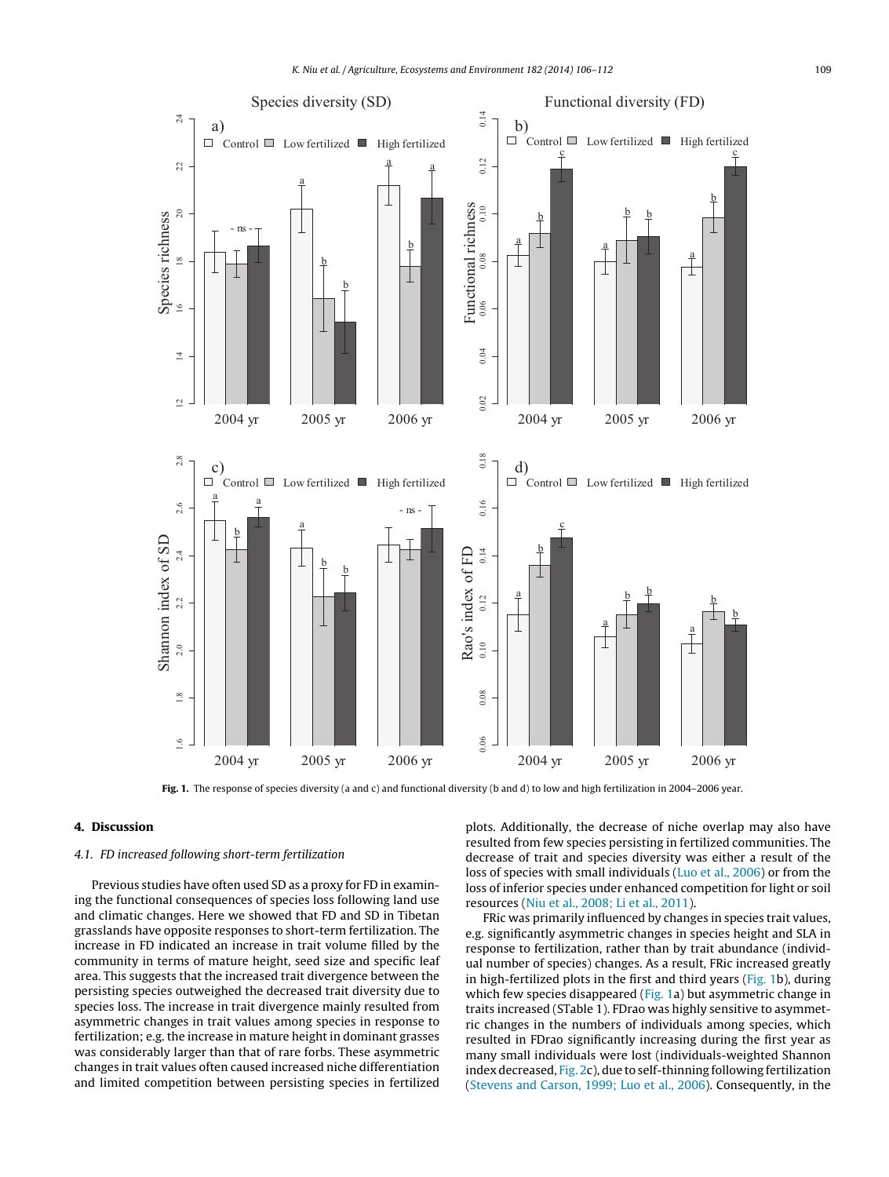Fig. 1. The response of species diversity (a and c) and functional diversity (b and d) to low and high fertilization in 2004–2006 year.

## 4. Discussion

### 4.1. FD increased following short-term fertilization

Previous studies have often used SD as a proxy for FD in examining the functional consequences of species loss following land use and climatic changes. Here we showed that FD and SD in Tibetan grasslands have opposite responses to short-term fertilization. The increase in FD indicated an increase in trait volume filled by the community in terms of mature height, seed size and specific leaf area. This suggests that the increased trait divergence between the persisting species outweighed the decreased trait diversity due to species loss. The increase in trait divergence mainly resulted from asymmetric changes in trait values among species in response to fertilization; e.g. the increase in mature height in dominant grasses was considerably larger than that of rare forbs. These asymmetric changes in trait values often caused increased niche differentiation and limited competition between persisting species in fertilized plots. Additionally, the decrease of niche overlap may also have resulted from few species persisting in fertilized communities. The decrease of trait and species diversity was either a result of the loss of species with small individuals (Luo et al., 2006) or from the loss of inferior species under enhanced competition for light or soil resources (Niu et al., 2008; Li et al., 2011).

FRic was primarily influenced by changes in species trait values, e.g. significantly asymmetric changes in species height and SLA in response to fertilization, rather than by trait abundance (individual number of species) changes. As a result, FRic increased greatly in high-fertilized plots in the first and third years (Fig. 1b), during which few species disappeared (Fig. 1a) but asymmetric change in traits increased (STable 1). FDrao was highly sensitive to asymmetric changes in the numbers of individuals among species, which resulted in FDrao significantly increasing during the first year as many small individuals were lost (individuals-weighted Shannon index decreased, Fig. 2c), due to self-thinning following fertilization (Stevens and Carson, 1999; Luo et al., 2006). Consequently, in the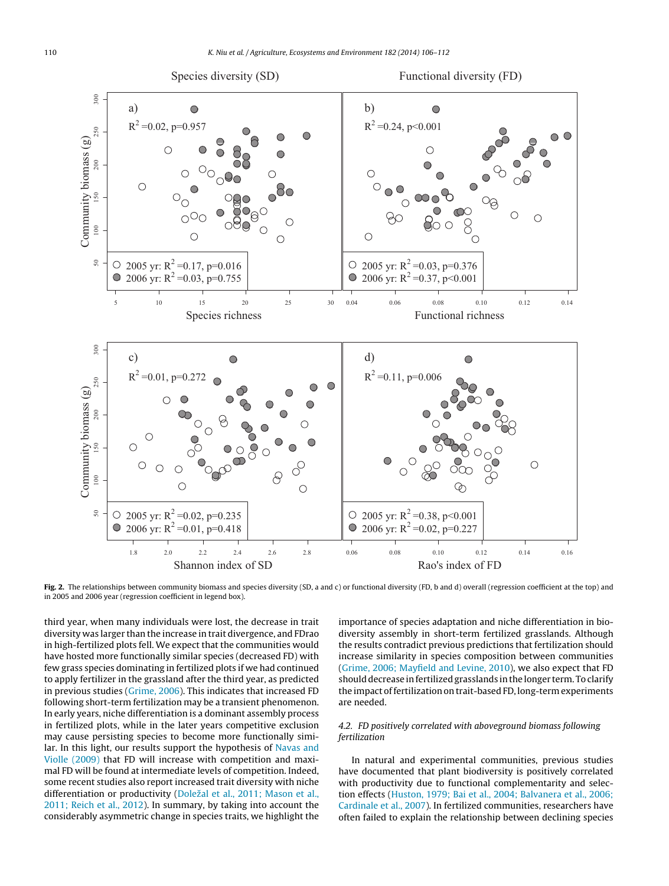**Fig. 2.** The relationships between community biomass and species diversity (SD, a and c) or functional diversity (FD, b and d) overall (regression coefficient at the top) and in 2005 and 2006 year (regression coefficient in legend box).

third year, when many individuals were lost, the decrease in trait diversity was larger than the increase in trait divergence, and FDrao in high-fertilized plots fell. We expect that the communities would have hosted more functionally similar species (decreased FD) with few grass species dominating in fertilized plots if we had continued to apply fertilizer in the grassland after the third year, as predicted in previous studies (Grime, 2006). This indicates that increased FD following short-term fertilization may be a transient phenomenon. In early years, niche differentiation is a dominant assembly process in fertilized plots, while in the later years competitive exclusion may cause persisting species to become more functionally similar. In this light, our results support the hypothesis of Navas and Violle (2009) that FD will increase with competition and maximal FD will be found at intermediate levels of competition. Indeed, some recent studies also report increased trait diversity with niche differentiation or productivity (Doležal et al., 2011; Mason et al., 2011; Reich et al., 2012). In summary, by taking into account the considerably asymmetric change in species traits, we highlight the importance of species adaptation and niche differentiation in biodiversity assembly in short-term fertilized grasslands. Although the results contradict previous predictions that fertilization should increase similarity in species composition between communities (Grime, 2006; Mayfield and Levine, 2010), we also expect that FD should decrease in fertilized grasslands in the longer term. To clarify the impact of fertilization on trait-based FD, long-term experiments are needed.

### 4.2. FD positively correlated with aboveground biomass following fertilization

In natural and experimental communities, previous studies have documented that plant biodiversity is positively correlated with productivity due to functional complementarity and selection effects (Huston, 1979; Bai et al., 2004; Balvanera et al., 2006; Cardinale et al., 2007). In fertilized communities, researchers have often failed to explain the relationship between declining species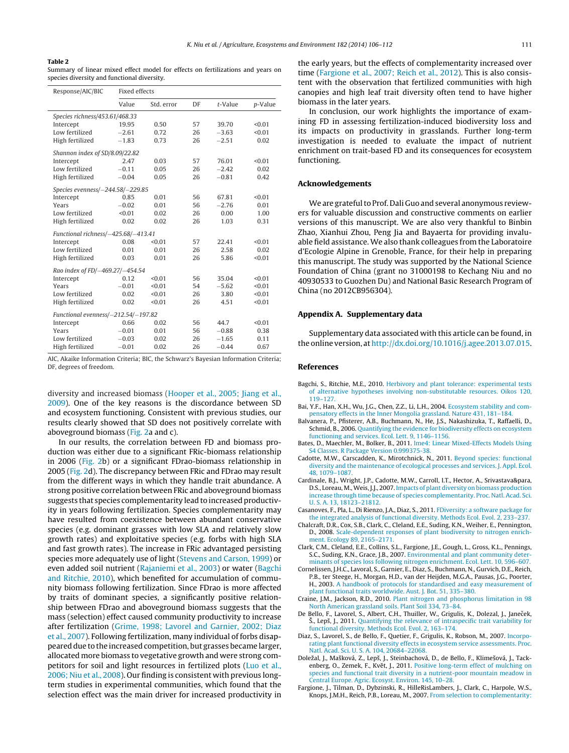**Table 2**
Summary of linear mixed effect model for effects on fertilizations and years on species diversity and functional diversity.

| Response/AIC/BIC | Fixed effects | | | | |
|---|---|---|---|---|---|
| | Value | Std. error | DF | *t*-Value | *p*-Value |
| *Species richness/453.61/468.33* | | | | | |
| Intercept | 19.95 | 0.50 | 57 | 39.70 | <0.01 |
| Low fertilized | −2.61 | 0.72 | 26 | −3.63 | <0.01 |
| High fertilized | −1.83 | 0.73 | 26 | −2.51 | 0.02 |
| *Shannon index of SD/8.09/22.82* | | | | | |
| Intercept | 2.47 | 0.03 | 57 | 76.01 | <0.01 |
| Low fertilized | −0.11 | 0.05 | 26 | −2.42 | 0.02 |
| High fertilized | −0.04 | 0.05 | 26 | −0.81 | 0.42 |
| *Species evenness/−244.58/−229.85* | | | | | |
| Intercept | 0.85 | 0.01 | 56 | 67.81 | <0.01 |
| Years | −0.02 | 0.01 | 56 | −2.76 | 0.01 |
| Low fertilized | <0.01 | 0.02 | 26 | 0.00 | 1.00 |
| High fertilized | 0.02 | 0.02 | 26 | 1.03 | 0.31 |
| *Functional richness/−425.68/−413.41* | | | | | |
| Intercept | 0.08 | <0.01 | 57 | 22.41 | <0.01 |
| Low fertilized | 0.01 | 0.01 | 26 | 2.58 | 0.02 |
| High fertilized | 0.03 | 0.01 | 26 | 5.86 | <0.01 |
| *Rao index of FD/−469.27/−454.54* | | | | | |
| Intercept | 0.12 | <0.01 | 56 | 35.04 | <0.01 |
| Years | −0.01 | <0.01 | 54 | −5.62 | <0.01 |
| Low fertilized | 0.02 | <0.01 | 26 | 3.80 | <0.01 |
| High fertilized | 0.02 | <0.01 | 26 | 4.51 | <0.01 |
| *Functional evenness/−212.54/−197.82* | | | | | |
| Intercept | 0.66 | 0.02 | 56 | 44.7 | <0.01 |
| Years | −0.01 | 0.01 | 56 | −0.88 | 0.38 |
| Low fertilized | −0.03 | 0.02 | 26 | −1.65 | 0.11 |
| High fertilized | −0.01 | 0.02 | 26 | −0.44 | 0.67 |

AIC, Akaike Information Criteria; BIC, the Schwarz's Bayesian Information Criteria; DF, degrees of freedom.

diversity and increased biomass (Hooper et al., 2005; Jiang et al., 2009). One of the key reasons is the discordance between SD and ecosystem functioning. Consistent with previous studies, our results clearly showed that SD does not positively correlate with aboveground biomass (Fig. 2a and c).

In our results, the correlation between FD and biomass production was either due to a significant FRic-biomass relationship in 2006 (Fig. 2b) or a significant FDrao-biomass relationship in 2005 (Fig. 2d). The discrepancy between FRic and FDrao may result from the different ways in which they handle trait abundance. A strong positive correlation between FRic and aboveground biomass suggests that species complementarity lead to increased productivity in years following fertilization. Species complementarity may have resulted from coexistence between abundant conservative species (e.g. dominant grasses with low SLA and relatively slow growth rates) and exploitative species (e.g. forbs with high SLA and fast growth rates). The increase in FRic advantaged persisting species more adequately use of light (Stevens and Carson, 1999) or even added soil nutrient (Rajaniemi et al., 2003) or water (Bagchi and Ritchie, 2010), which benefited for accumulation of community biomass following fertilization. Since FDrao is more affected by traits of dominant species, a significantly positive relationship between FDrao and aboveground biomass suggests that the mass (selection) effect caused community productivity to increase after fertilization (Grime, 1998; Lavorel and Garnier, 2002; Diaz et al., 2007). Following fertilization, many individual of forbs disappeared due to the increased competition, but grasses became larger, allocated more biomass to vegetative growth and were strong competitors for soil and light resources in fertilized plots (Luo et al., 2006; Niu et al., 2008). Our finding is consistent with previous long-term studies in experimental communities, which found that the selection effect was the main driver for increased productivity in the early years, but the effects of complementarity increased over time (Fargione et al., 2007; Reich et al., 2012). This is also consistent with the observation that fertilized communities with high canopies and high leaf trait diversity often tend to have higher biomass in the later years.

In conclusion, our work highlights the importance of examining FD in assessing fertilization-induced biodiversity loss and its impacts on productivity in grasslands. Further long-term investigation is needed to evaluate the impact of nutrient enrichment on trait-based FD and its consequences for ecosystem functioning.

## Acknowledgements

We are grateful to Prof. Dali Guo and several anonymous reviewers for valuable discussion and constructive comments on earlier versions of this manuscript. We are also very thankful to Binbin Zhao, Xianhui Zhou, Peng Jia and Bayaerta for providing invaluable field assistance. We also thank colleagues from the Laboratoire d'Ecologie Alpine in Grenoble, France, for their help in preparing this manuscript. The study was supported by the National Science Foundation of China (grant no 31000198 to Kechang Niu and no 40930533 to Guozhen Du) and National Basic Research Program of China (no 2012CB956304).

## Appendix A. Supplementary data

Supplementary data associated with this article can be found, in the online version, at http://dx.doi.org/10.1016/j.agee.2013.07.015.

## References

Bagchi, S., Ritchie, M.E., 2010. Herbivory and plant tolerance: experimental tests of alternative hypotheses involving non-substitutable resources. Oikos 120, 119–127.

Bai, Y.F., Han, X.H., Wu, J.G., Chen, Z.Z., Li, L.H., 2004. Ecosystem stability and compensatory effects in the Inner Mongolia grassland. Nature 431, 181–184.

Balvanera, P., Pfisterer, A.B., Buchmann, N., He, J.S., Nakashizuka, T., Raffaelli, D., Schmid, B., 2006. Quantifying the evidence for biodiversity effects on ecosystem functioning and services. Ecol. Lett. 9, 1146–1156.

Bates, D., Maechler, M., Bolker, B., 2011. lme4: Linear Mixed-Effects Models Using S4 Classes. R Package Version 0.999375-38.

Cadotte, M.W., Carscadden, K., Mirotchnick, N., 2011. Beyond species: functional diversity and the maintenance of ecological processes and services. J. Appl. Ecol. 48, 1079–1087.

Cardinale, B.J., Wright, J.P., Cadotte, M.W., Carroll, I.T., Hector, A., Srivastava&para, D.S., Loreau, M., Weis, J.J., 2007. Impacts of plant diversity on biomass production increase through time because of species complementarity. Proc. Natl. Acad. Sci. U. S. A. 13, 18123–21812.

Casanoves, F., Pla, L., Di Rienzo, J.A., Diaz, S., 2011. FDiversity: a software package for the integrated analysis of functional diversity. Methods Ecol. Evol. 2, 233–237.

Chalcraft, D.R., Cox, S.B., Clark, C., Cleland, E.E., Suding, K.N., Weiher, E., Pennington, D., 2008. Scale-dependent responses of plant biodiversity to nitrogen enrichment. Ecology 89, 2165–2171.

Clark, C.M., Cleland, E.E., Collins, S.L., Fargione, J.E., Gough, L., Gross, K.L., Pennings, S.C., Suding, K.N., Grace, J.B., 2007. Environmental and plant community determinants of species loss following nitrogen enrichment. Ecol. Lett. 10, 596–607.

Cornelissen, J.H.C., Lavoral, S., Garnier, E., Diaz, S., Buchmann, N., Gurvich, D.E., Reich, P.B., ter Steege, H., Morgan, H.D., van der Heijden, M.G.A., Pausas, J.G., Poorter, H., 2003. A handbook of protocols for standardised and easy measurement of plant functional traits worldwide. Aust. J. Bot. 51, 335–380.

Craine, J.M., Jackson, R.D., 2010. Plant nitrogen and phosphorus limitation in 98 North American grassland soils. Plant Soil 334, 73–84.

De Bello, F., Lavorel, S., Albert, C.H., Thuiller, W., Grigulis, K., Dolezal, J., Janeček, Š., Lepš, J., 2011. Quantifying the relevance of intraspecific trait variability for functional diversity. Methods Ecol. Evol. 2, 163–174.

Diaz, S., Lavorel, S., de Bello, F., Quetier, F., Grigulis, K., Robson, M., 2007. Incorporating plant functional diversity effects in ecosystem service assessments. Proc. Natl. Acad. Sci. U. S. A. 104, 20684–22068.

Doležal, J., Mašková, Z., Lepš, J., Steinbachová, D., de Bello, F., Klimešová, J., Tackenberg, O., Zemek, F., Květ, J., 2011. Positive long-term effect of mulching on species and functional trait diversity in a nutrient-poor mountain meadow in Central Europe. Agric. Ecosyst. Environ. 145, 10–28.

Fargione, J., Tilman, D., Dybzinski, R., HilleRisLambers, J., Clark, C., Harpole, W.S., Knops, J.M.H., Reich, P.B., Loreau, M., 2007. From selection to complementarity: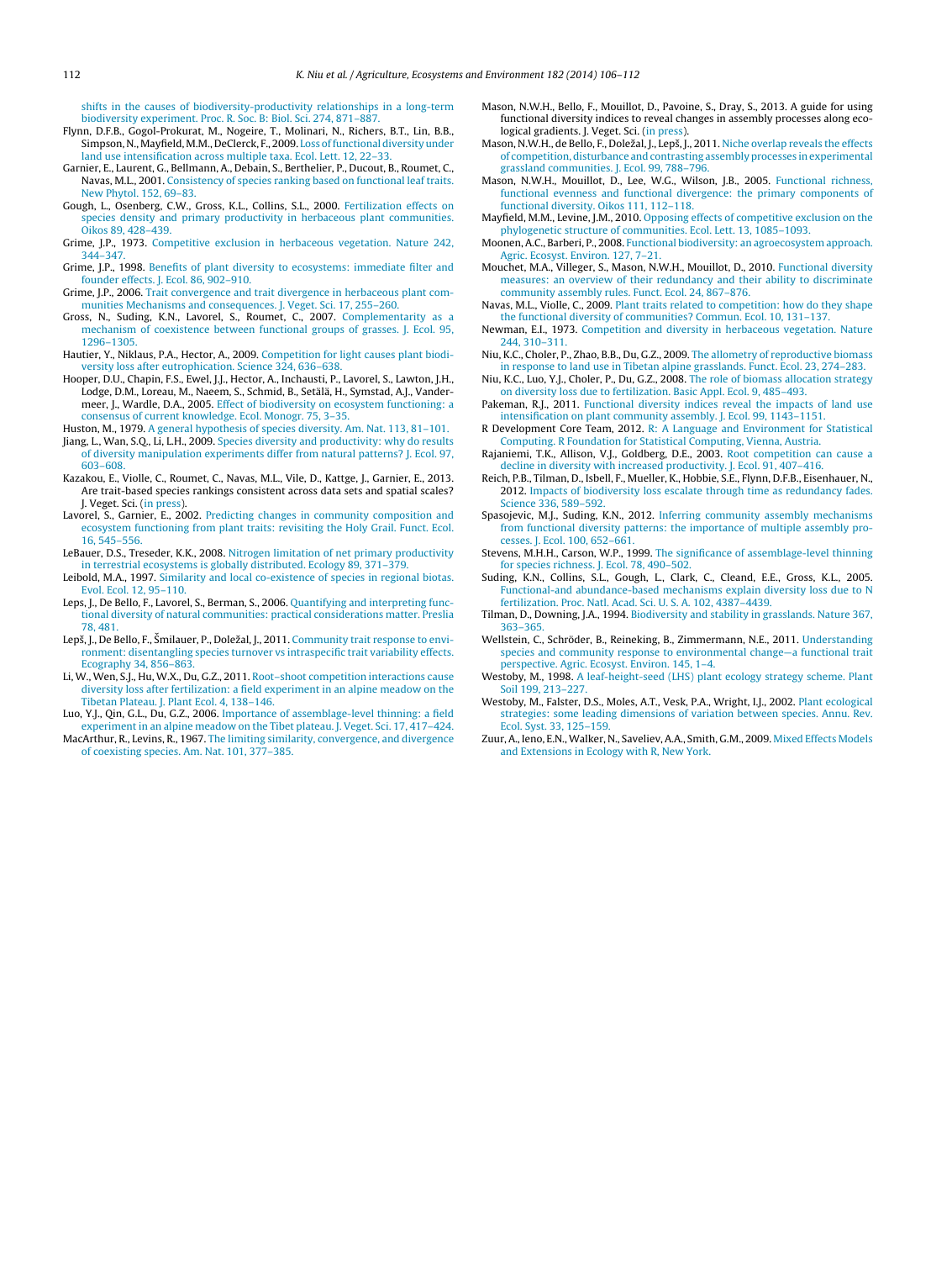shifts in the causes of biodiversity-productivity relationships in a long-term biodiversity experiment. Proc. R. Soc. B: Biol. Sci. 274, 871–887.

Flynn, D.F.B., Gogol-Prokurat, M., Nogeire, T., Molinari, N., Richers, B.T., Lin, B.B., Simpson, N., Mayfield, M.M., DeClerck, F., 2009. Loss of functional diversity under land use intensification across multiple taxa. Ecol. Lett. 12, 22–33.

Garnier, E., Laurent, G., Bellmann, A., Debain, S., Berthelier, P., Ducout, B., Roumet, C., Navas, M.L., 2001. Consistency of species ranking based on functional leaf traits. New Phytol. 152, 69–83.

Gough, L., Osenberg, C.W., Gross, K.L., Collins, S.L., 2000. Fertilization effects on species density and primary productivity in herbaceous plant communities. Oikos 89, 428–439.

Grime, J.P., 1973. Competitive exclusion in herbaceous vegetation. Nature 242, 344–347.

Grime, J.P., 1998. Benefits of plant diversity to ecosystems: immediate filter and founder effects. J. Ecol. 86, 902–910.

Grime, J.P., 2006. Trait convergence and trait divergence in herbaceous plant communities Mechanisms and consequences. J. Veget. Sci. 17, 255–260.

Gross, N., Suding, K.N., Lavorel, S., Roumet, C., 2007. Complementarity as a mechanism of coexistence between functional groups of grasses. J. Ecol. 95, 1296–1305.

Hautier, Y., Niklaus, P.A., Hector, A., 2009. Competition for light causes plant biodiversity loss after eutrophication. Science 324, 636–638.

Hooper, D.U., Chapin, F.S., Ewel, J.J., Hector, A., Inchausti, P., Lavorel, S., Lawton, J.H., Lodge, D.M., Loreau, M., Naeem, S., Schmid, B., Setälä, H., Symstad, A.J., Vandermeer, J., Wardle, D.A., 2005. Effect of biodiversity on ecosystem functioning: a consensus of current knowledge. Ecol. Monogr. 75, 3–35.

Huston, M., 1979. A general hypothesis of species diversity. Am. Nat. 113, 81–101.

Jiang, L., Wan, S.Q., Li, L.H., 2009. Species diversity and productivity: why do results of diversity manipulation experiments differ from natural patterns? J. Ecol. 97, 603–608.

Kazakou, E., Violle, C., Roumet, C., Navas, M.L., Vile, D., Kattge, J., Garnier, E., 2013. Are trait-based species rankings consistent across data sets and spatial scales? J. Veget. Sci. (in press).

Lavorel, S., Garnier, E., 2002. Predicting changes in community composition and ecosystem functioning from plant traits: revisiting the Holy Grail. Funct. Ecol. 16, 545–556.

LeBauer, D.S., Treseder, K.K., 2008. Nitrogen limitation of net primary productivity in terrestrial ecosystems is globally distributed. Ecology 89, 371–379.

Leibold, M.A., 1997. Similarity and local co-existence of species in regional biotas. Evol. Ecol. 12, 95–110.

Leps, J., De Bello, F., Lavorel, S., Berman, S., 2006. Quantifying and interpreting functional diversity of natural communities: practical considerations matter. Preslia 78, 481.

Lepš, J., De Bello, F., Šmilauer, P., Doležal, J., 2011. Community trait response to environment: disentangling species turnover vs intraspecific trait variability effects. Ecography 34, 856–863.

Li, W., Wen, S.J., Hu, W.X., Du, G.Z., 2011. Root–shoot competition interactions cause diversity loss after fertilization: a field experiment in an alpine meadow on the Tibetan Plateau. J. Plant Ecol. 4, 138–146.

Luo, Y.J., Qin, G.L., Du, G.Z., 2006. Importance of assemblage-level thinning: a field experiment in an alpine meadow on the Tibet plateau. J. Veget. Sci. 17, 417–424.

MacArthur, R., Levins, R., 1967. The limiting similarity, convergence, and divergence of coexisting species. Am. Nat. 101, 377–385.

Mason, N.W.H., Bello, F., Mouillot, D., Pavoine, S., Dray, S., 2013. A guide for using functional diversity indices to reveal changes in assembly processes along ecological gradients. J. Veget. Sci. (in press).

Mason, N.W.H., de Bello, F., Doležal, J., Lepš, J., 2011. Niche overlap reveals the effects of competition, disturbance and contrasting assembly processes in experimental grassland communities. J. Ecol. 99, 788–796.

Mason, N.W.H., Mouillot, D., Lee, W.G., Wilson, J.B., 2005. Functional richness, functional evenness and functional divergence: the primary components of functional diversity. Oikos 111, 112–118.

Mayfield, M.M., Levine, J.M., 2010. Opposing effects of competitive exclusion on the phylogenetic structure of communities. Ecol. Lett. 13, 1085–1093.

Moonen, A.C., Barberi, P., 2008. Functional biodiversity: an agroecosystem approach. Agric. Ecosyst. Environ. 127, 7–21.

Mouchet, M.A., Villeger, S., Mason, N.W.H., Mouillot, D., 2010. Functional diversity measures: an overview of their redundancy and their ability to discriminate community assembly rules. Funct. Ecol. 24, 867–876.

Navas, M.L., Violle, C., 2009. Plant traits related to competition: how do they shape the functional diversity of communities? Commun. Ecol. 10, 131–137.

Newman, E.I., 1973. Competition and diversity in herbaceous vegetation. Nature 244, 310–311.

Niu, K.C., Choler, P., Zhao, B.B., Du, G.Z., 2009. The allometry of reproductive biomass in response to land use in Tibetan alpine grasslands. Funct. Ecol. 23, 274–283.

Niu, K.C., Luo, Y.J., Choler, P., Du, G.Z., 2008. The role of biomass allocation strategy on diversity loss due to fertilization. Basic Appl. Ecol. 9, 485–493.

Pakeman, R.J., 2011. Functional diversity indices reveal the impacts of land use intensification on plant community assembly. J. Ecol. 99, 1143–1151.

R Development Core Team, 2012. R: A Language and Environment for Statistical Computing. R Foundation for Statistical Computing, Vienna, Austria.

Rajaniemi, T.K., Allison, V.J., Goldberg, D.E., 2003. Root competition can cause a decline in diversity with increased productivity. J. Ecol. 91, 407–416.

Reich, P.B., Tilman, D., Isbell, F., Mueller, K., Hobbie, S.E., Flynn, D.F.B., Eisenhauer, N., 2012. Impacts of biodiversity loss escalate through time as redundancy fades. Science 336, 589–592.

Spasojevic, M.J., Suding, K.N., 2012. Inferring community assembly mechanisms from functional diversity patterns: the importance of multiple assembly processes. J. Ecol. 100, 652–661.

Stevens, M.H.H., Carson, W.P., 1999. The significance of assemblage-level thinning for species richness. J. Ecol. 78, 490–502.

Suding, K.N., Collins, S.L., Gough, L., Clark, C., Cleand, E.E., Gross, K.L., 2005. Functional-and abundance-based mechanisms explain diversity loss due to N fertilization. Proc. Natl. Acad. Sci. U. S. A. 102, 4387–4439.

Tilman, D., Downing, J.A., 1994. Biodiversity and stability in grasslands. Nature 367, 363–365.

Wellstein, C., Schröder, B., Reineking, B., Zimmermann, N.E., 2011. Understanding species and community response to environmental change—a functional trait perspective. Agric. Ecosyst. Environ. 145, 1–4.

Westoby, M., 1998. A leaf-height-seed (LHS) plant ecology strategy scheme. Plant Soil 199, 213–227.

Westoby, M., Falster, D.S., Moles, A.T., Vesk, P.A., Wright, I.J., 2002. Plant ecological strategies: some leading dimensions of variation between species. Annu. Rev. Ecol. Syst. 33, 125–159.

Zuur, A., Ieno, E.N., Walker, N., Saveliev, A.A., Smith, G.M., 2009. Mixed Effects Models and Extensions in Ecology with R, New York.